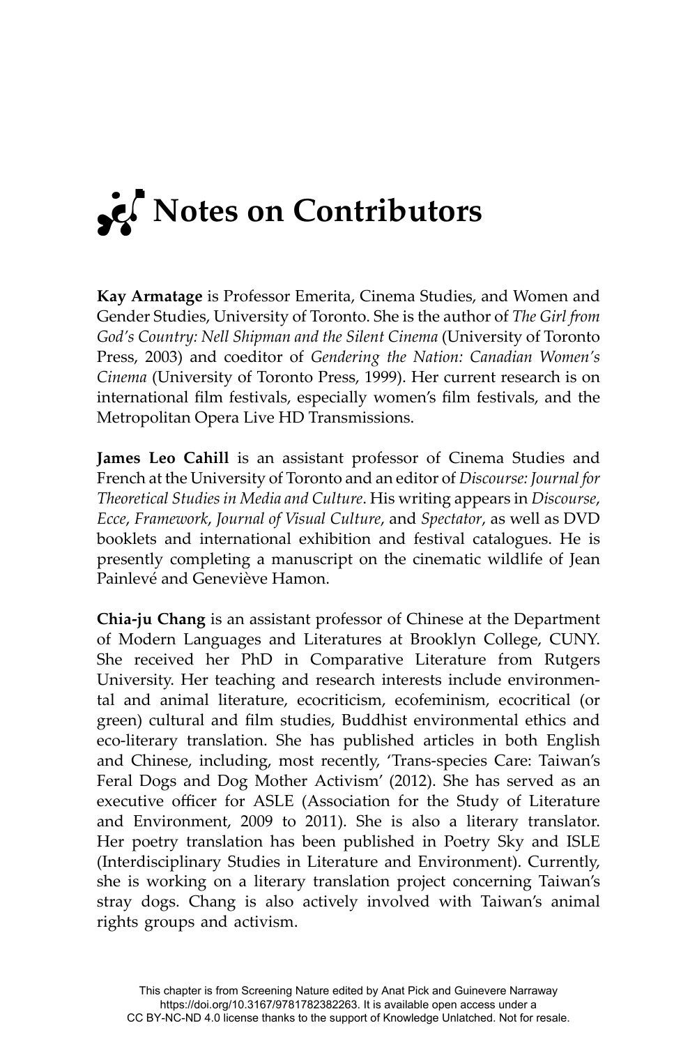# Notes on Contributors

**Kay Armatage** is Professor Emerita, Cinema Studies, and Women and Gender Studies, University of Toronto. She is the author of *The Girl from God's Country: Nell Shipman and the Silent Cinema* (University of Toronto Press, 2003) and coeditor of *Gendering the Nation: Canadian Women's Cinema* (University of Toronto Press, 1999). Her current research is on international film festivals, especially women's film festivals, and the Metropolitan Opera Live HD Transmissions.

**James Leo Cahill** is an assistant professor of Cinema Studies and French at the University of Toronto and an editor of *Discourse: Journal for Theoretical Studies in Media and Culture*. His writing appears in *Discourse*, *Ecce*, *Framework*, *Journal of Visual Culture*, and *Spectator*, as well as DVD booklets and international exhibition and festival catalogues. He is presently completing a manuscript on the cinematic wildlife of Jean Painlevé and Geneviève Hamon.

**Chia-ju Chang** is an assistant professor of Chinese at the Department of Modern Languages and Literatures at Brooklyn College, CUNY. She received her PhD in Comparative Literature from Rutgers University. Her teaching and research interests include environmental and animal literature, ecocriticism, ecofeminism, ecocritical (or green) cultural and film studies, Buddhist environmental ethics and eco-literary translation. She has published articles in both English and Chinese, including, most recently, 'Trans-species Care: Taiwan's Feral Dogs and Dog Mother Activism' (2012). She has served as an executive officer for ASLE (Association for the Study of Literature and Environment, 2009 to 2011). She is also a literary translator. Her poetry translation has been published in Poetry Sky and ISLE (Interdisciplinary Studies in Literature and Environment). Currently, she is working on a literary translation project concerning Taiwan's stray dogs. Chang is also actively involved with Taiwan's animal rights groups and activism.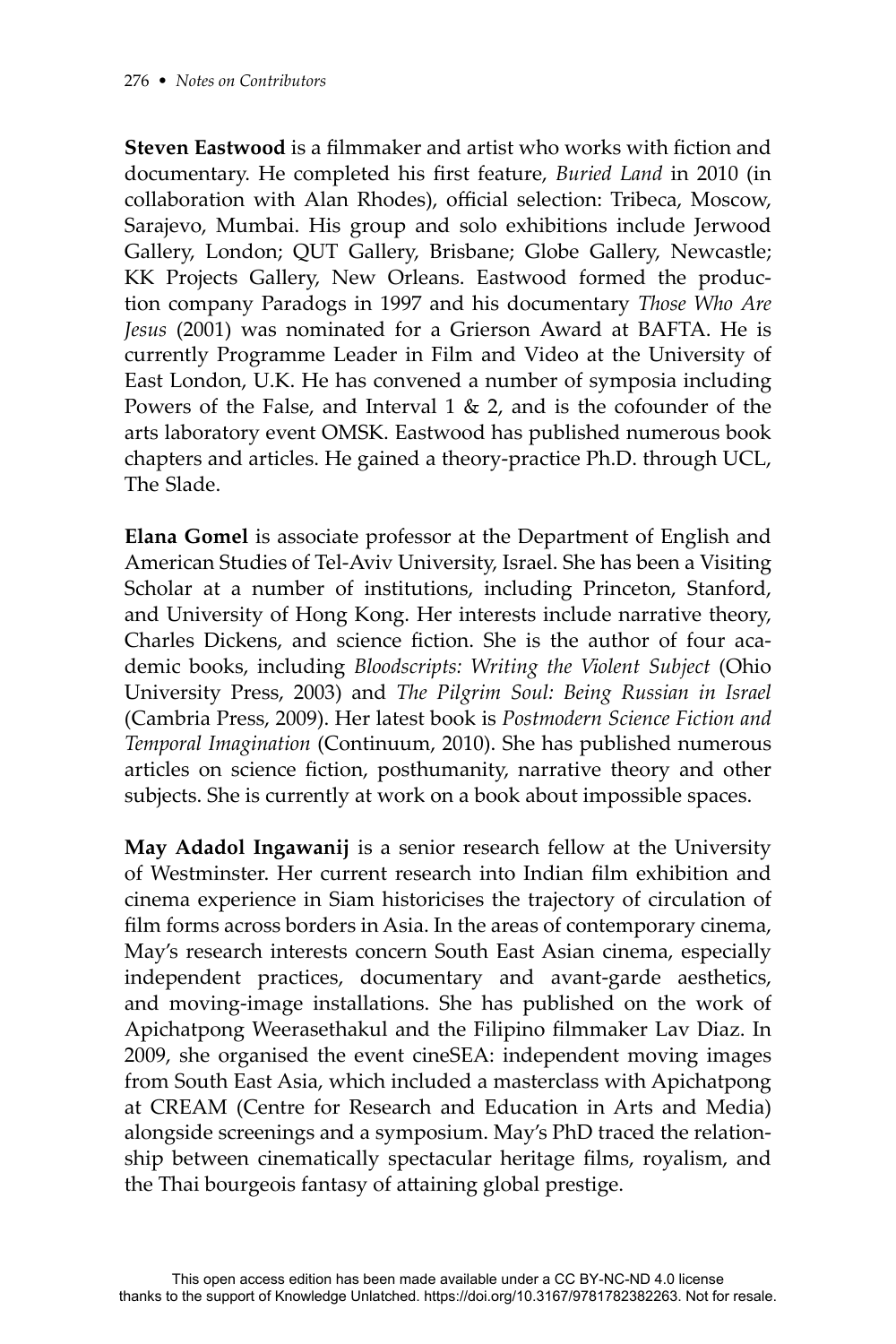**Steven Eastwood** is a filmmaker and artist who works with fiction and documentary. He completed his first feature, *Buried Land* in 2010 (in collaboration with Alan Rhodes), official selection: Tribeca, Moscow, Sarajevo, Mumbai. His group and solo exhibitions include Jerwood Gallery, London; QUT Gallery, Brisbane; Globe Gallery, Newcastle; KK Projects Gallery, New Orleans. Eastwood formed the production company Paradogs in 1997 and his documentary *Those Who Are Jesus* (2001) was nominated for a Grierson Award at BAFTA. He is currently Programme Leader in Film and Video at the University of East London, U.K. He has convened a number of symposia including Powers of the False, and Interval 1 & 2, and is the cofounder of the arts laboratory event OMSK. Eastwood has published numerous book chapters and articles. He gained a theory-practice Ph.D. through UCL, The Slade.

**Elana Gomel** is associate professor at the Department of English and American Studies of Tel-Aviv University, Israel. She has been a Visiting Scholar at a number of institutions, including Princeton, Stanford, and University of Hong Kong. Her interests include narrative theory, Charles Dickens, and science fiction. She is the author of four academic books, including *Bloodscripts: Writing the Violent Subject* (Ohio University Press, 2003) and *The Pilgrim Soul: Being Russian in Israel* (Cambria Press, 2009). Her latest book is *Postmodern Science Fiction and Temporal Imagination* (Continuum, 2010). She has published numerous articles on science fiction, posthumanity, narrative theory and other subjects. She is currently at work on a book about impossible spaces.

**May Adadol Ingawanij** is a senior research fellow at the University of Westminster. Her current research into Indian film exhibition and cinema experience in Siam historicises the trajectory of circulation of film forms across borders in Asia. In the areas of contemporary cinema, May's research interests concern South East Asian cinema, especially independent practices, documentary and avant-garde aesthetics, and moving-image installations. She has published on the work of Apichatpong Weerasethakul and the Filipino filmmaker Lav Diaz. In 2009, she organised the event cineSEA: independent moving images from South East Asia, which included a masterclass with Apichatpong at CREAM (Centre for Research and Education in Arts and Media) alongside screenings and a symposium. May's PhD traced the relationship between cinematically spectacular heritage films, royalism, and the Thai bourgeois fantasy of attaining global prestige.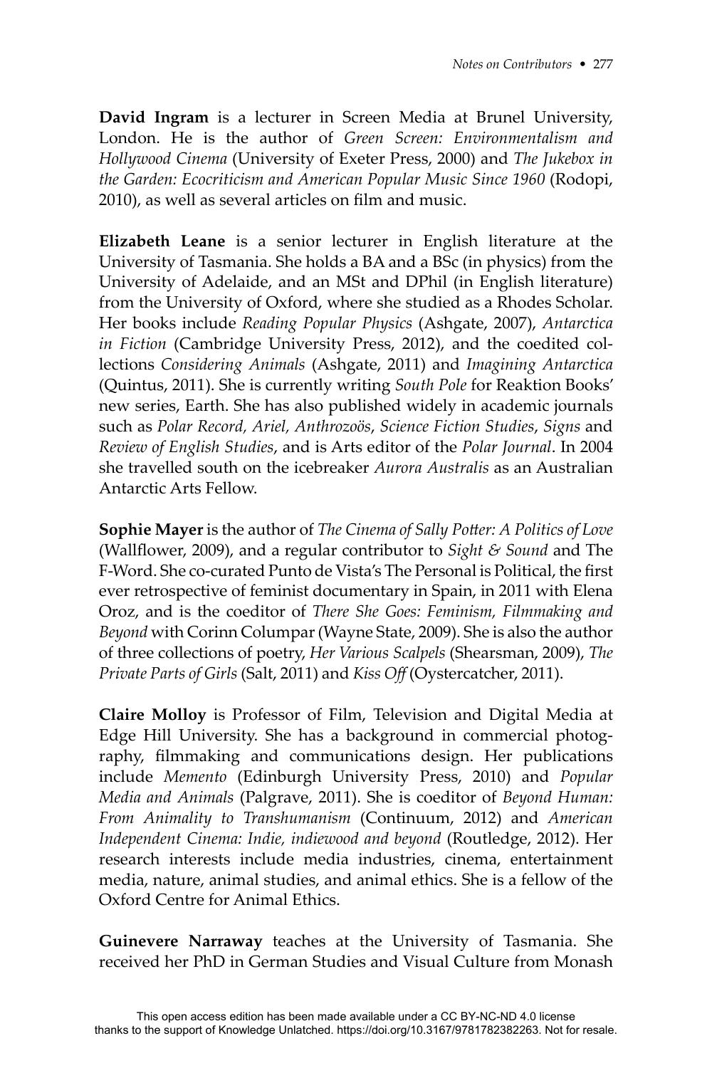**David Ingram** is a lecturer in Screen Media at Brunel University, London. He is the author of *Green Screen: Environmentalism and Hollywood Cinema* (University of Exeter Press, 2000) and *The Jukebox in the Garden: Ecocriticism and American Popular Music Since 1960* (Rodopi, 2010), as well as several articles on film and music.

**Elizabeth Leane** is a senior lecturer in English literature at the University of Tasmania. She holds a BA and a BSc (in physics) from the University of Adelaide, and an MSt and DPhil (in English literature) from the University of Oxford, where she studied as a Rhodes Scholar. Her books include *Reading Popular Physics* (Ashgate, 2007), *Antarctica in Fiction* (Cambridge University Press, 2012), and the coedited collections *Considering Animals* (Ashgate, 2011) and *Imagining Antarctica* (Quintus, 2011). She is currently writing *South Pole* for Reaktion Books' new series, Earth. She has also published widely in academic journals such as *Polar Record, Ariel, Anthrozoös*, *Science Fiction Studies*, *Signs* and *Review of English Studies*, and is Arts editor of the *Polar Journal*. In 2004 she travelled south on the icebreaker *Aurora Australis* as an Australian Antarctic Arts Fellow.

**Sophie Mayer** is the author of *The Cinema of Sally Potter: A Politics of Love* (Wallflower, 2009), and a regular contributor to *Sight & Sound* and The F-Word. She co-curated Punto de Vista's The Personal is Political, the first ever retrospective of feminist documentary in Spain, in 2011 with Elena Oroz, and is the coeditor of *There She Goes: Feminism, Filmmaking and Beyond* with Corinn Columpar (Wayne State, 2009). She is also the author of three collections of poetry, *Her Various Scalpels* (Shearsman, 2009), *The Private Parts of Girls* (Salt, 2011) and *Kiss Off* (Oystercatcher, 2011).

**Claire Molloy** is Professor of Film, Television and Digital Media at Edge Hill University. She has a background in commercial photography, filmmaking and communications design. Her publications include *Memento* (Edinburgh University Press, 2010) and *Popular Media and Animals* (Palgrave, 2011). She is coeditor of *Beyond Human: From Animality to Transhumanism* (Continuum, 2012) and *American Independent Cinema: Indie, indiewood and beyond* (Routledge, 2012). Her research interests include media industries, cinema, entertainment media, nature, animal studies, and animal ethics. She is a fellow of the Oxford Centre for Animal Ethics.

**Guinevere Narraway** teaches at the University of Tasmania. She received her PhD in German Studies and Visual Culture from Monash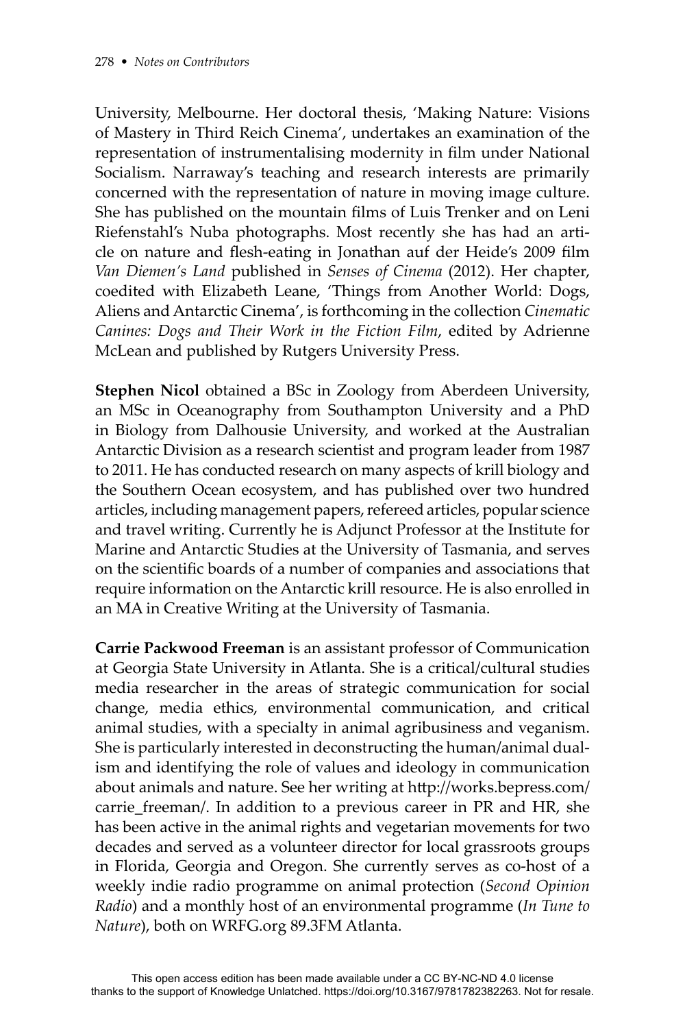University, Melbourne. Her doctoral thesis, 'Making Nature: Visions of Mastery in Third Reich Cinema', undertakes an examination of the representation of instrumentalising modernity in film under National Socialism. Narraway's teaching and research interests are primarily concerned with the representation of nature in moving image culture. She has published on the mountain films of Luis Trenker and on Leni Riefenstahl's Nuba photographs. Most recently she has had an article on nature and flesh-eating in Jonathan auf der Heide's 2009 film *Van Diemen's Land* published in *Senses of Cinema* (2012). Her chapter, coedited with Elizabeth Leane, 'Things from Another World: Dogs, Aliens and Antarctic Cinema', is forthcoming in the collection *Cinematic Canines: Dogs and Their Work in the Fiction Film*, edited by Adrienne McLean and published by Rutgers University Press.

**Stephen Nicol** obtained a BSc in Zoology from Aberdeen University, an MSc in Oceanography from Southampton University and a PhD in Biology from Dalhousie University, and worked at the Australian Antarctic Division as a research scientist and program leader from 1987 to 2011. He has conducted research on many aspects of krill biology and the Southern Ocean ecosystem, and has published over two hundred articles, including management papers, refereed articles, popular science and travel writing. Currently he is Adjunct Professor at the Institute for Marine and Antarctic Studies at the University of Tasmania, and serves on the scientific boards of a number of companies and associations that require information on the Antarctic krill resource. He is also enrolled in an MA in Creative Writing at the University of Tasmania.

**Carrie Packwood Freeman** is an assistant professor of Communication at Georgia State University in Atlanta. She is a critical/cultural studies media researcher in the areas of strategic communication for social change, media ethics, environmental communication, and critical animal studies, with a specialty in animal agribusiness and veganism. She is particularly interested in deconstructing the human/animal dualism and identifying the role of values and ideology in communication about animals and nature. See her writing at http://works.bepress.com/carrie_freeman/. In addition to a previous career in PR and HR, she has been active in the animal rights and vegetarian movements for two decades and served as a volunteer director for local grassroots groups in Florida, Georgia and Oregon. She currently serves as co-host of a weekly indie radio programme on animal protection (*Second Opinion Radio*) and a monthly host of an environmental programme (*In Tune to Nature*), both on WRFG.org 89.3FM Atlanta.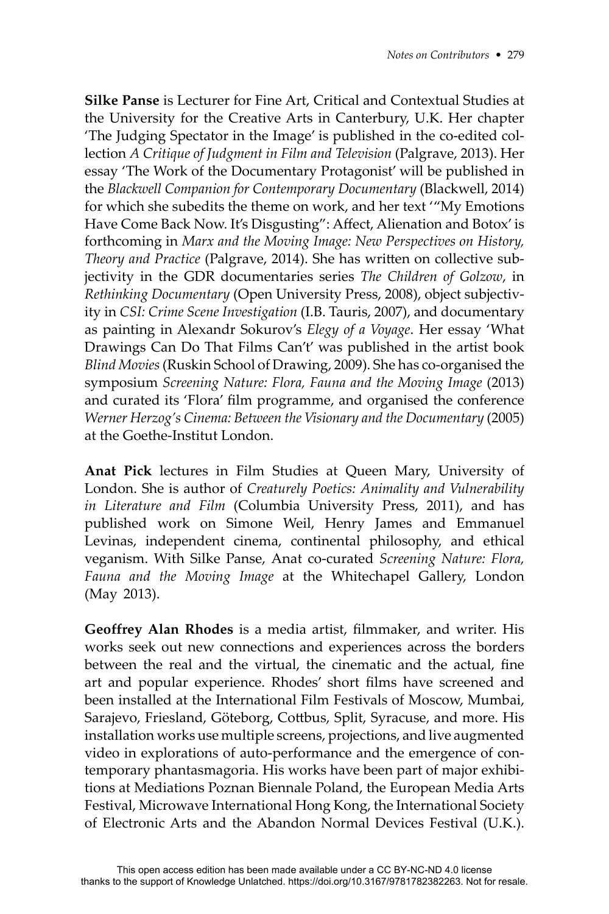**Silke Panse** is Lecturer for Fine Art, Critical and Contextual Studies at the University for the Creative Arts in Canterbury, U.K. Her chapter 'The Judging Spectator in the Image' is published in the co-edited collection *A Critique of Judgment in Film and Television* (Palgrave, 2013). Her essay 'The Work of the Documentary Protagonist' will be published in the *Blackwell Companion for Contemporary Documentary* (Blackwell, 2014) for which she subedits the theme on work, and her text '"My Emotions Have Come Back Now. It's Disgusting": Affect, Alienation and Botox' is forthcoming in *Marx and the Moving Image: New Perspectives on History, Theory and Practice* (Palgrave, 2014). She has written on collective subjectivity in the GDR documentaries series *The Children of Golzow*, in *Rethinking Documentary* (Open University Press, 2008), object subjectivity in *CSI: Crime Scene Investigation* (I.B. Tauris, 2007), and documentary as painting in Alexandr Sokurov's *Elegy of a Voyage*. Her essay 'What Drawings Can Do That Films Can't' was published in the artist book *Blind Movies* (Ruskin School of Drawing, 2009). She has co-organised the symposium *Screening Nature: Flora, Fauna and the Moving Image* (2013) and curated its 'Flora' film programme, and organised the conference *Werner Herzog's Cinema: Between the Visionary and the Documentary* (2005) at the Goethe-Institut London.

**Anat Pick** lectures in Film Studies at Queen Mary, University of London. She is author of *Creaturely Poetics: Animality and Vulnerability in Literature and Film* (Columbia University Press, 2011), and has published work on Simone Weil, Henry James and Emmanuel Levinas, independent cinema, continental philosophy, and ethical veganism. With Silke Panse, Anat co-curated *Screening Nature: Flora, Fauna and the Moving Image* at the Whitechapel Gallery, London (May 2013).

**Geoffrey Alan Rhodes** is a media artist, filmmaker, and writer. His works seek out new connections and experiences across the borders between the real and the virtual, the cinematic and the actual, fine art and popular experience. Rhodes' short films have screened and been installed at the International Film Festivals of Moscow, Mumbai, Sarajevo, Friesland, Göteborg, Cottbus, Split, Syracuse, and more. His installation works use multiple screens, projections, and live augmented video in explorations of auto-performance and the emergence of contemporary phantasmagoria. His works have been part of major exhibitions at Mediations Poznan Biennale Poland, the European Media Arts Festival, Microwave International Hong Kong, the International Society of Electronic Arts and the Abandon Normal Devices Festival (U.K.).

This open access edition has been made available under a CC BY-NC-ND 4.0 license thanks to the support of Knowledge Unlatched. https://doi.org/10.3167/9781782382263. Not for resale.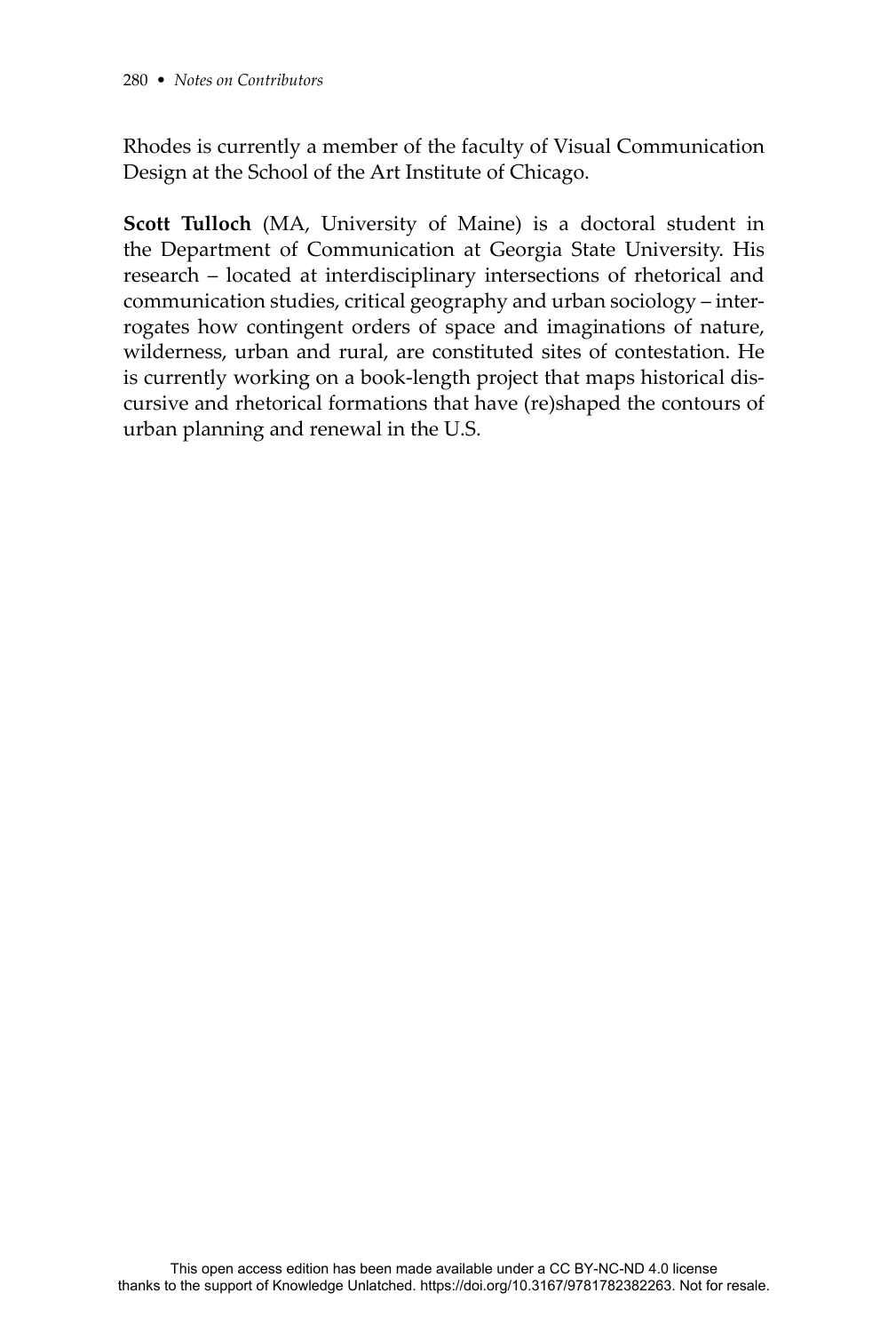Rhodes is currently a member of the faculty of Visual Communication Design at the School of the Art Institute of Chicago.

**Scott Tulloch** (MA, University of Maine) is a doctoral student in the Department of Communication at Georgia State University. His research – located at interdisciplinary intersections of rhetorical and communication studies, critical geography and urban sociology – interrogates how contingent orders of space and imaginations of nature, wilderness, urban and rural, are constituted sites of contestation. He is currently working on a book-length project that maps historical discursive and rhetorical formations that have (re)shaped the contours of urban planning and renewal in the U.S.

This open access edition has been made available under a CC BY-NC-ND 4.0 license thanks to the support of Knowledge Unlatched. https://doi.org/10.3167/9781782382263. Not for resale.